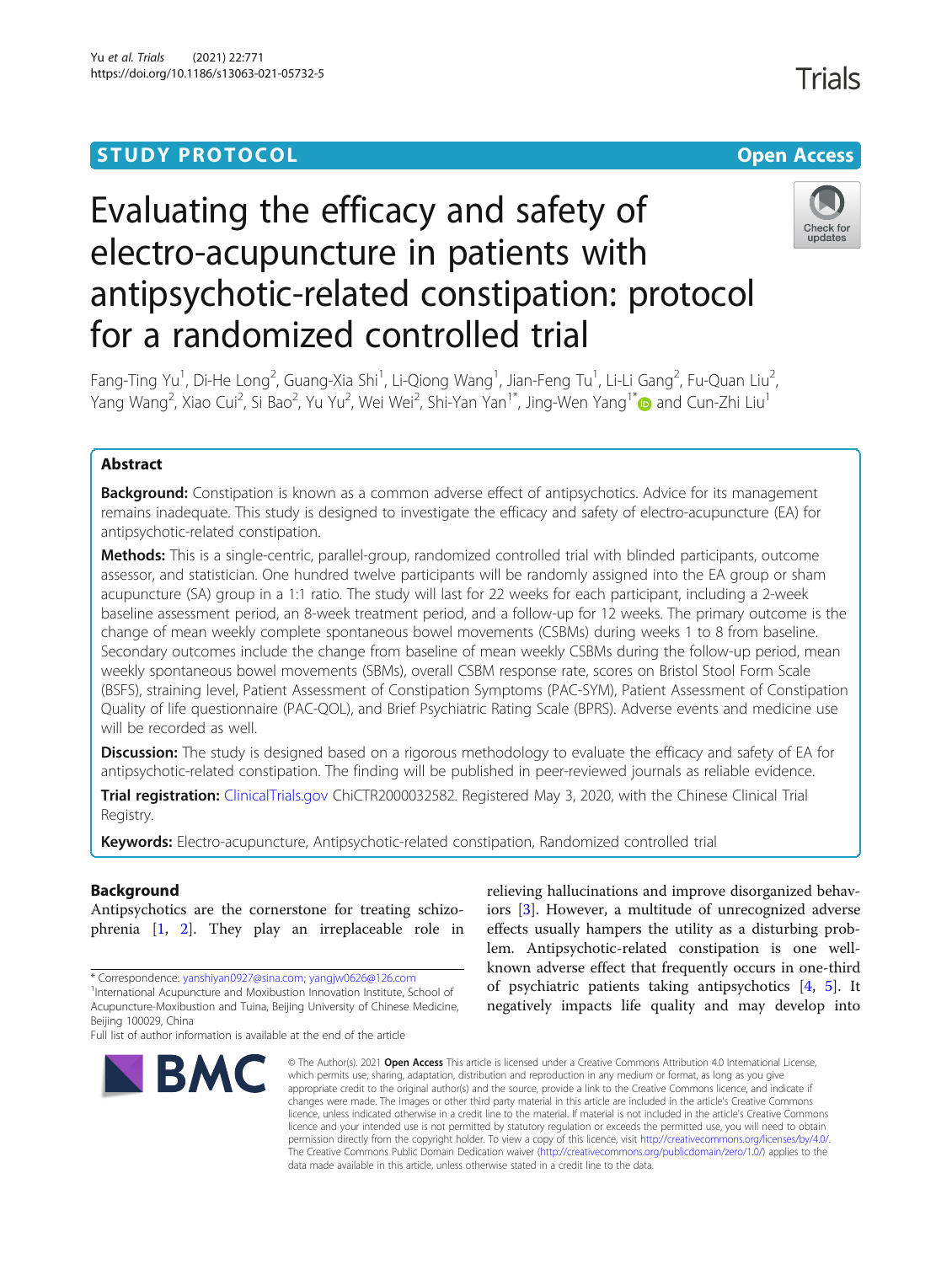STUDY PROTOCOL

Open Access

# Evaluating the efficacy and safety of electro-acupuncture in patients with antipsychotic-related constipation: protocol for a randomized controlled trial

Fang-Ting Yu[1], Di-He Long[2], Guang-Xia Shi[1], Li-Qiong Wang[1], Jian-Feng Tu[1], Li-Li Gang[2], Fu-Quan Liu[2], Yang Wang[2], Xiao Cui[2], Si Bao[2], Yu Yu[2], Wei Wei[2], Shi-Yan Yan[1*], Jing-Wen Yang[1*] and Cun-Zhi Liu[1]

## Abstract

**Background:** Constipation is known as a common adverse effect of antipsychotics. Advice for its management remains inadequate. This study is designed to investigate the efficacy and safety of electro-acupuncture (EA) for antipsychotic-related constipation.

**Methods:** This is a single-centric, parallel-group, randomized controlled trial with blinded participants, outcome assessor, and statistician. One hundred twelve participants will be randomly assigned into the EA group or sham acupuncture (SA) group in a 1:1 ratio. The study will last for 22 weeks for each participant, including a 2-week baseline assessment period, an 8-week treatment period, and a follow-up for 12 weeks. The primary outcome is the change of mean weekly complete spontaneous bowel movements (CSBMs) during weeks 1 to 8 from baseline. Secondary outcomes include the change from baseline of mean weekly CSBMs during the follow-up period, mean weekly spontaneous bowel movements (SBMs), overall CSBM response rate, scores on Bristol Stool Form Scale (BSFS), straining level, Patient Assessment of Constipation Symptoms (PAC-SYM), Patient Assessment of Constipation Quality of life questionnaire (PAC-QOL), and Brief Psychiatric Rating Scale (BPRS). Adverse events and medicine use will be recorded as well.

**Discussion:** The study is designed based on a rigorous methodology to evaluate the efficacy and safety of EA for antipsychotic-related constipation. The finding will be published in peer-reviewed journals as reliable evidence.

**Trial registration:** ClinicalTrials.gov ChiCTR2000032582. Registered May 3, 2020, with the Chinese Clinical Trial Registry.

**Keywords:** Electro-acupuncture, Antipsychotic-related constipation, Randomized controlled trial

## Background

Antipsychotics are the cornerstone for treating schizophrenia [1, 2]. They play an irreplaceable role in relieving hallucinations and improve disorganized behaviors [3]. However, a multitude of unrecognized adverse effects usually hampers the utility as a disturbing problem. Antipsychotic-related constipation is one well-known adverse effect that frequently occurs in one-third of psychiatric patients taking antipsychotics [4, 5]. It negatively impacts life quality and may develop into

\* Correspondence: yanshiyan0927@sina.com; yangjw0626@126.com
[1]International Acupuncture and Moxibustion Innovation Institute, School of Acupuncture-Moxibustion and Tuina, Beijing University of Chinese Medicine, Beijing 100029, China
Full list of author information is available at the end of the article

© The Author(s). 2021 **Open Access** This article is licensed under a Creative Commons Attribution 4.0 International License, which permits use, sharing, adaptation, distribution and reproduction in any medium or format, as long as you give appropriate credit to the original author(s) and the source, provide a link to the Creative Commons licence, and indicate if changes were made. The images or other third party material in this article are included in the article's Creative Commons licence, unless indicated otherwise in a credit line to the material. If material is not included in the article's Creative Commons licence and your intended use is not permitted by statutory regulation or exceeds the permitted use, you will need to obtain permission directly from the copyright holder. To view a copy of this licence, visit http://creativecommons.org/licenses/by/4.0/. The Creative Commons Public Domain Dedication waiver (http://creativecommons.org/publicdomain/zero/1.0/) applies to the data made available in this article, unless otherwise stated in a credit line to the data.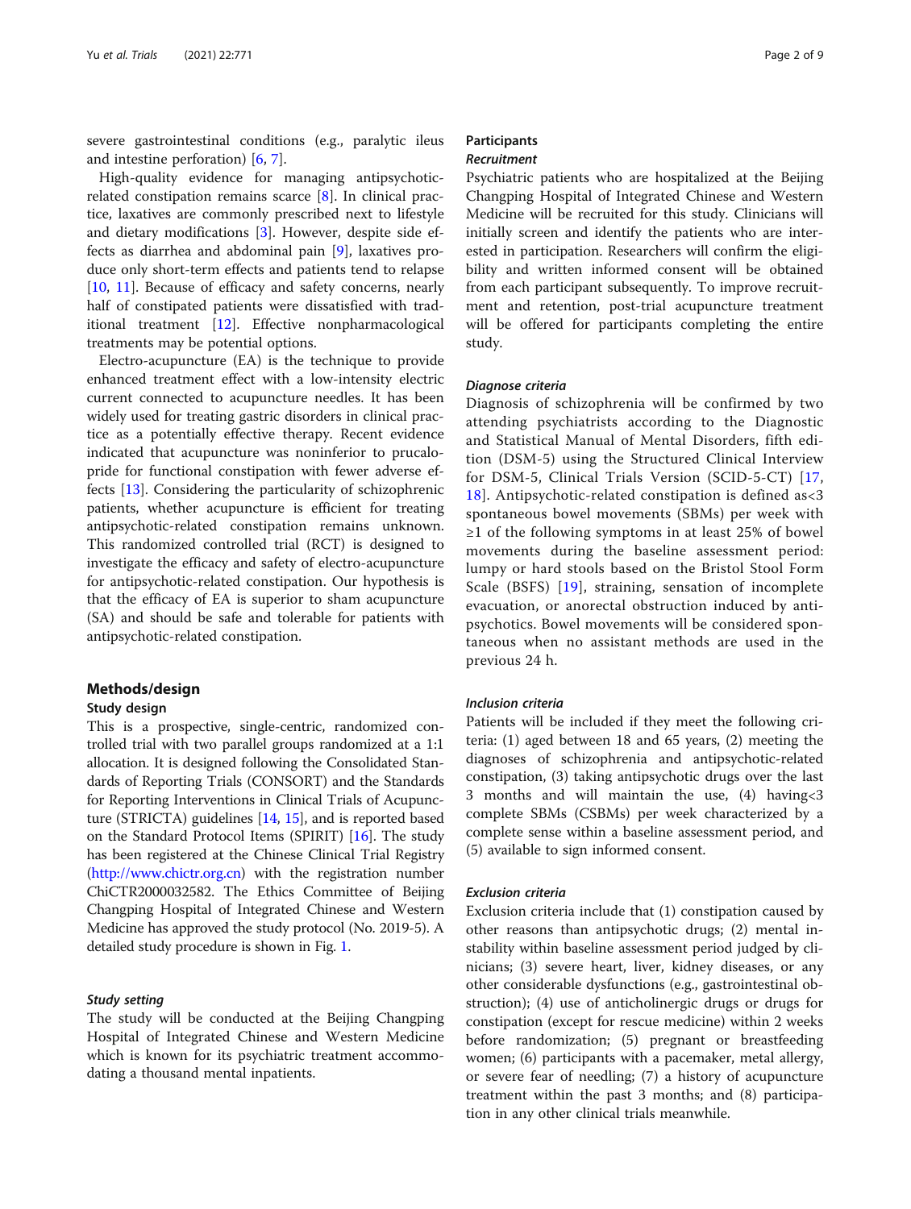severe gastrointestinal conditions (e.g., paralytic ileus and intestine perforation) [6, 7].

High-quality evidence for managing antipsychotic-related constipation remains scarce [8]. In clinical practice, laxatives are commonly prescribed next to lifestyle and dietary modifications [3]. However, despite side effects as diarrhea and abdominal pain [9], laxatives produce only short-term effects and patients tend to relapse [10, 11]. Because of efficacy and safety concerns, nearly half of constipated patients were dissatisfied with traditional treatment [12]. Effective nonpharmacological treatments may be potential options.

Electro-acupuncture (EA) is the technique to provide enhanced treatment effect with a low-intensity electric current connected to acupuncture needles. It has been widely used for treating gastric disorders in clinical practice as a potentially effective therapy. Recent evidence indicated that acupuncture was noninferior to prucalopride for functional constipation with fewer adverse effects [13]. Considering the particularity of schizophrenic patients, whether acupuncture is efficient for treating antipsychotic-related constipation remains unknown. This randomized controlled trial (RCT) is designed to investigate the efficacy and safety of electro-acupuncture for antipsychotic-related constipation. Our hypothesis is that the efficacy of EA is superior to sham acupuncture (SA) and should be safe and tolerable for patients with antipsychotic-related constipation.

## Methods/design

### Study design

This is a prospective, single-centric, randomized controlled trial with two parallel groups randomized at a 1:1 allocation. It is designed following the Consolidated Standards of Reporting Trials (CONSORT) and the Standards for Reporting Interventions in Clinical Trials of Acupuncture (STRICTA) guidelines [14, 15], and is reported based on the Standard Protocol Items (SPIRIT) [16]. The study has been registered at the Chinese Clinical Trial Registry (http://www.chictr.org.cn) with the registration number ChiCTR2000032582. The Ethics Committee of Beijing Changping Hospital of Integrated Chinese and Western Medicine has approved the study protocol (No. 2019-5). A detailed study procedure is shown in Fig. 1.

#### *Study setting*

The study will be conducted at the Beijing Changping Hospital of Integrated Chinese and Western Medicine which is known for its psychiatric treatment accommodating a thousand mental inpatients.

### Participants

#### *Recruitment*

Psychiatric patients who are hospitalized at the Beijing Changping Hospital of Integrated Chinese and Western Medicine will be recruited for this study. Clinicians will initially screen and identify the patients who are interested in participation. Researchers will confirm the eligibility and written informed consent will be obtained from each participant subsequently. To improve recruitment and retention, post-trial acupuncture treatment will be offered for participants completing the entire study.

#### *Diagnose criteria*

Diagnosis of schizophrenia will be confirmed by two attending psychiatrists according to the Diagnostic and Statistical Manual of Mental Disorders, fifth edition (DSM-5) using the Structured Clinical Interview for DSM-5, Clinical Trials Version (SCID-5-CT) [17, 18]. Antipsychotic-related constipation is defined as<3 spontaneous bowel movements (SBMs) per week with ≥1 of the following symptoms in at least 25% of bowel movements during the baseline assessment period: lumpy or hard stools based on the Bristol Stool Form Scale (BSFS) [19], straining, sensation of incomplete evacuation, or anorectal obstruction induced by antipsychotics. Bowel movements will be considered spontaneous when no assistant methods are used in the previous 24 h.

#### *Inclusion criteria*

Patients will be included if they meet the following criteria: (1) aged between 18 and 65 years, (2) meeting the diagnoses of schizophrenia and antipsychotic-related constipation, (3) taking antipsychotic drugs over the last 3 months and will maintain the use, (4) having<3 complete SBMs (CSBMs) per week characterized by a complete sense within a baseline assessment period, and (5) available to sign informed consent.

#### *Exclusion criteria*

Exclusion criteria include that (1) constipation caused by other reasons than antipsychotic drugs; (2) mental instability within baseline assessment period judged by clinicians; (3) severe heart, liver, kidney diseases, or any other considerable dysfunctions (e.g., gastrointestinal obstruction); (4) use of anticholinergic drugs or drugs for constipation (except for rescue medicine) within 2 weeks before randomization; (5) pregnant or breastfeeding women; (6) participants with a pacemaker, metal allergy, or severe fear of needling; (7) a history of acupuncture treatment within the past 3 months; and (8) participation in any other clinical trials meanwhile.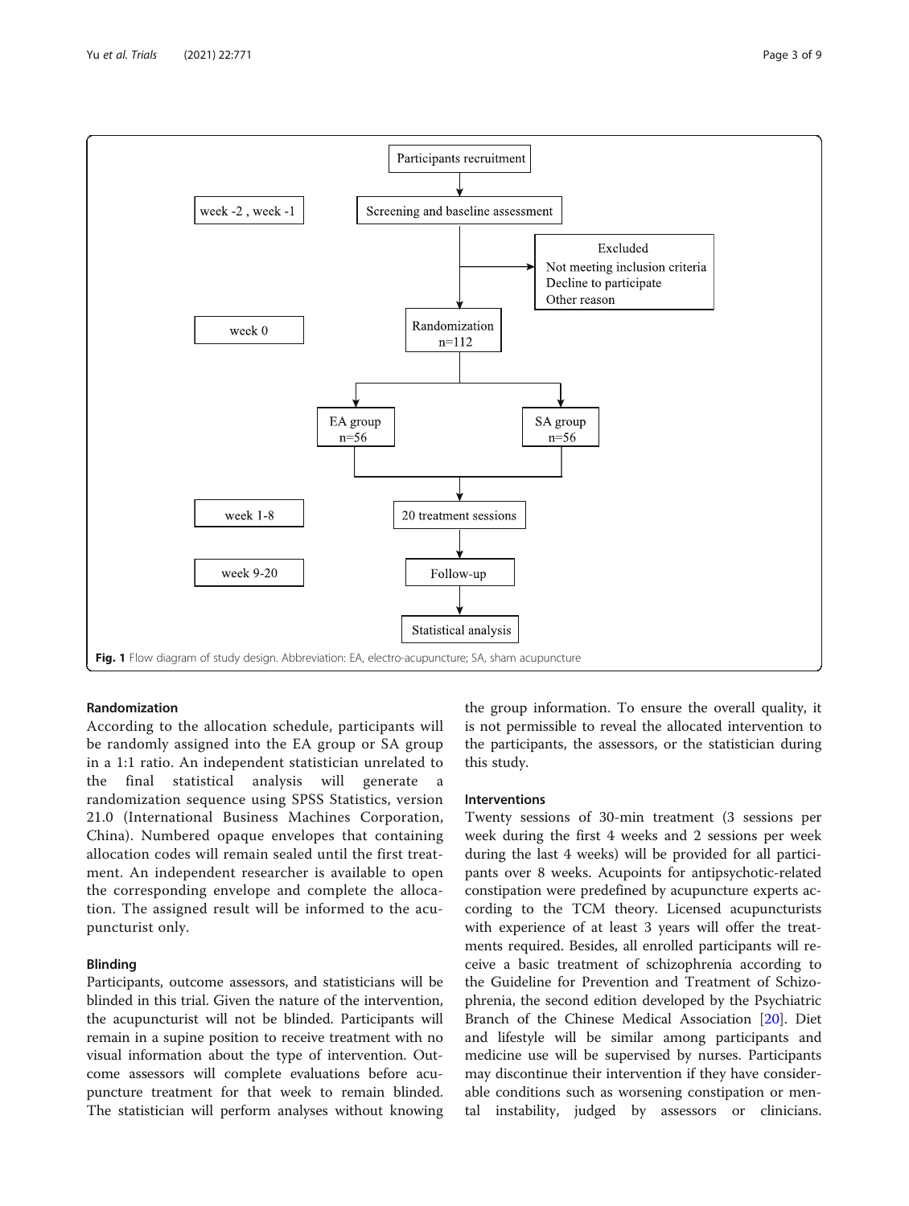Fig. 1 Flow diagram of study design. Abbreviation: EA, electro-acupuncture; SA, sham acupuncture

### Randomization

According to the allocation schedule, participants will be randomly assigned into the EA group or SA group in a 1:1 ratio. An independent statistician unrelated to the final statistical analysis will generate a randomization sequence using SPSS Statistics, version 21.0 (International Business Machines Corporation, China). Numbered opaque envelopes that containing allocation codes will remain sealed until the first treatment. An independent researcher is available to open the corresponding envelope and complete the allocation. The assigned result will be informed to the acupuncturist only.

### Blinding

Participants, outcome assessors, and statisticians will be blinded in this trial. Given the nature of the intervention, the acupuncturist will not be blinded. Participants will remain in a supine position to receive treatment with no visual information about the type of intervention. Outcome assessors will complete evaluations before acupuncture treatment for that week to remain blinded. The statistician will perform analyses without knowing the group information. To ensure the overall quality, it is not permissible to reveal the allocated intervention to the participants, the assessors, or the statistician during this study.

### Interventions

Twenty sessions of 30-min treatment (3 sessions per week during the first 4 weeks and 2 sessions per week during the last 4 weeks) will be provided for all participants over 8 weeks. Acupoints for antipsychotic-related constipation were predefined by acupuncture experts according to the TCM theory. Licensed acupuncturists with experience of at least 3 years will offer the treatments required. Besides, all enrolled participants will receive a basic treatment of schizophrenia according to the Guideline for Prevention and Treatment of Schizophrenia, the second edition developed by the Psychiatric Branch of the Chinese Medical Association [20]. Diet and lifestyle will be similar among participants and medicine use will be supervised by nurses. Participants may discontinue their intervention if they have considerable conditions such as worsening constipation or mental instability, judged by assessors or clinicians.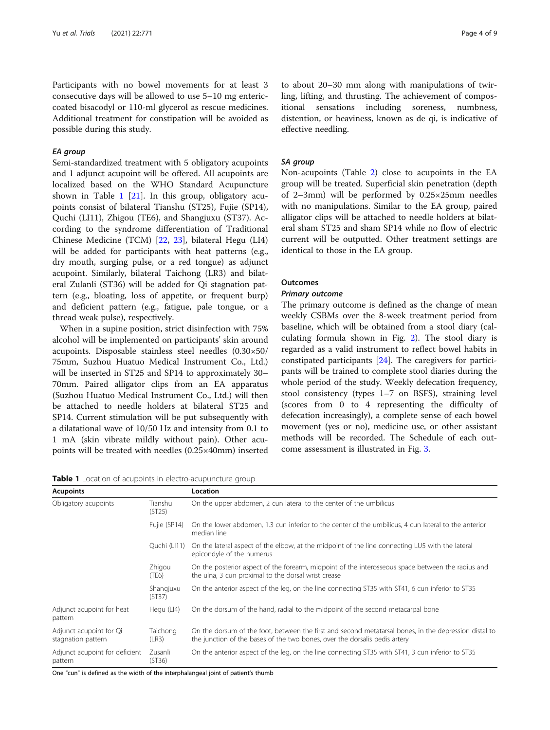Participants with no bowel movements for at least 3 consecutive days will be allowed to use 5–10 mg enteric-coated bisacodyl or 110-ml glycerol as rescue medicines. Additional treatment for constipation will be avoided as possible during this study.

#### *EA group*

Semi-standardized treatment with 5 obligatory acupoints and 1 adjunct acupoint will be offered. All acupoints are localized based on the WHO Standard Acupuncture shown in Table 1 [21]. In this group, obligatory acupoints consist of bilateral Tianshu (ST25), Fujie (SP14), Quchi (LI11), Zhigou (TE6), and Shangjuxu (ST37). According to the syndrome differentiation of Traditional Chinese Medicine (TCM) [22, 23], bilateral Hegu (LI4) will be added for participants with heat patterns (e.g., dry mouth, surging pulse, or a red tongue) as adjunct acupoint. Similarly, bilateral Taichong (LR3) and bilateral Zulanli (ST36) will be added for Qi stagnation pattern (e.g., bloating, loss of appetite, or frequent burp) and deficient pattern (e.g., fatigue, pale tongue, or a thread weak pulse), respectively.

When in a supine position, strict disinfection with 75% alcohol will be implemented on participants' skin around acupoints. Disposable stainless steel needles (0.30×50/75mm, Suzhou Huatuo Medical Instrument Co., Ltd.) will be inserted in ST25 and SP14 to approximately 30–70mm. Paired alligator clips from an EA apparatus (Suzhou Huatuo Medical Instrument Co., Ltd.) will then be attached to needle holders at bilateral ST25 and SP14. Current stimulation will be put subsequently with a dilatational wave of 10/50 Hz and intensity from 0.1 to 1 mA (skin vibrate mildly without pain). Other acupoints will be treated with needles (0.25×40mm) inserted to about 20–30 mm along with manipulations of twirling, lifting, and thrusting. The achievement of compositional sensations including soreness, numbness, distention, or heaviness, known as de qi, is indicative of effective needling.

#### *SA group*

Non-acupoints (Table 2) close to acupoints in the EA group will be treated. Superficial skin penetration (depth of 2–3mm) will be performed by 0.25×25mm needles with no manipulations. Similar to the EA group, paired alligator clips will be attached to needle holders at bilateral sham ST25 and sham SP14 while no flow of electric current will be outputted. Other treatment settings are identical to those in the EA group.

### Outcomes

#### *Primary outcome*

The primary outcome is defined as the change of mean weekly CSBMs over the 8-week treatment period from baseline, which will be obtained from a stool diary (calculating formula shown in Fig. 2). The stool diary is regarded as a valid instrument to reflect bowel habits in constipated participants [24]. The caregivers for participants will be trained to complete stool diaries during the whole period of the study. Weekly defecation frequency, stool consistency (types 1–7 on BSFS), straining level (scores from 0 to 4 representing the difficulty of defecation increasingly), a complete sense of each bowel movement (yes or no), medicine use, or other assistant methods will be recorded. The Schedule of each outcome assessment is illustrated in Fig. 3.

**Table 1** Location of acupoints in electro-acupuncture group

| Acupoints | | Location |
|---|---|---|
| Obligatory acupoints | Tianshu (ST25) | On the upper abdomen, 2 cun lateral to the center of the umbilicus |
| | Fujie (SP14) | On the lower abdomen, 1.3 cun inferior to the center of the umbilicus, 4 cun lateral to the anterior median line |
| | Quchi (LI11) | On the lateral aspect of the elbow, at the midpoint of the line connecting LU5 with the lateral epicondyle of the humerus |
| | Zhigou (TE6) | On the posterior aspect of the forearm, midpoint of the interosseous space between the radius and the ulna, 3 cun proximal to the dorsal wrist crease |
| | Shangjuxu (ST37) | On the anterior aspect of the leg, on the line connecting ST35 with ST41, 6 cun inferior to ST35 |
| Adjunct acupoint for heat pattern | Hegu (LI4) | On the dorsum of the hand, radial to the midpoint of the second metacarpal bone |
| Adjunct acupoint for Qi stagnation pattern | Taichong (LR3) | On the dorsum of the foot, between the first and second metatarsal bones, in the depression distal to the junction of the bases of the two bones, over the dorsalis pedis artery |
| Adjunct acupoint for deficient pattern | Zusanli (ST36) | On the anterior aspect of the leg, on the line connecting ST35 with ST41, 3 cun inferior to ST35 |

One "cun" is defined as the width of the interphalangeal joint of patient's thumb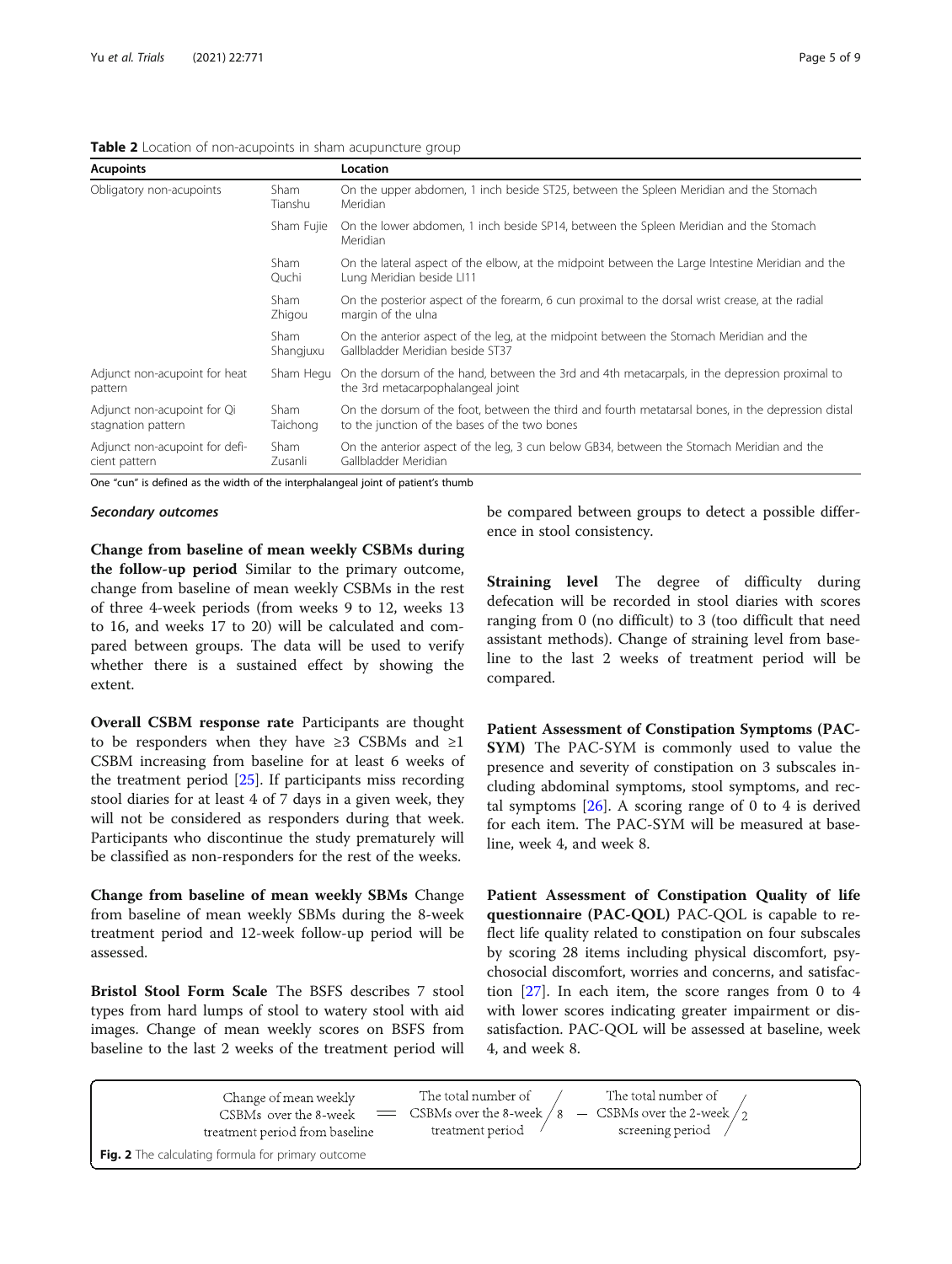**Table 2** Location of non-acupoints in sham acupuncture group

| Acupoints | | Location |
| --- | --- | --- |
| Obligatory non-acupoints | Sham Tianshu | On the upper abdomen, 1 inch beside ST25, between the Spleen Meridian and the Stomach Meridian |
| | Sham Fujie | On the lower abdomen, 1 inch beside SP14, between the Spleen Meridian and the Stomach Meridian |
| | Sham Quchi | On the lateral aspect of the elbow, at the midpoint between the Large Intestine Meridian and the Lung Meridian beside LI11 |
| | Sham Zhigou | On the posterior aspect of the forearm, 6 cun proximal to the dorsal wrist crease, at the radial margin of the ulna |
| | Sham Shangjuxu | On the anterior aspect of the leg, at the midpoint between the Stomach Meridian and the Gallbladder Meridian beside ST37 |
| Adjunct non-acupoint for heat pattern | Sham Hegu | On the dorsum of the hand, between the 3rd and 4th metacarpals, in the depression proximal to the 3rd metacarpophalangeal joint |
| Adjunct non-acupoint for Qi stagnation pattern | Sham Taichong | On the dorsum of the foot, between the third and fourth metatarsal bones, in the depression distal to the junction of the bases of the two bones |
| Adjunct non-acupoint for deficient pattern | Sham Zusanli | On the anterior aspect of the leg, 3 cun below GB34, between the Stomach Meridian and the Gallbladder Meridian |

One "cun" is defined as the width of the interphalangeal joint of patient's thumb

### *Secondary outcomes*

**Change from baseline of mean weekly CSBMs during the follow-up period** Similar to the primary outcome, change from baseline of mean weekly CSBMs in the rest of three 4-week periods (from weeks 9 to 12, weeks 13 to 16, and weeks 17 to 20) will be calculated and compared between groups. The data will be used to verify whether there is a sustained effect by showing the extent.

**Overall CSBM response rate** Participants are thought to be responders when they have ≥3 CSBMs and ≥1 CSBM increasing from baseline for at least 6 weeks of the treatment period [25]. If participants miss recording stool diaries for at least 4 of 7 days in a given week, they will not be considered as responders during that week. Participants who discontinue the study prematurely will be classified as non-responders for the rest of the weeks.

**Change from baseline of mean weekly SBMs** Change from baseline of mean weekly SBMs during the 8-week treatment period and 12-week follow-up period will be assessed.

**Bristol Stool Form Scale** The BSFS describes 7 stool types from hard lumps of stool to watery stool with aid images. Change of mean weekly scores on BSFS from baseline to the last 2 weeks of the treatment period will be compared between groups to detect a possible difference in stool consistency.

**Straining level** The degree of difficulty during defecation will be recorded in stool diaries with scores ranging from 0 (no difficult) to 3 (too difficult that need assistant methods). Change of straining level from baseline to the last 2 weeks of treatment period will be compared.

**Patient Assessment of Constipation Symptoms (PAC-SYM)** The PAC-SYM is commonly used to value the presence and severity of constipation on 3 subscales including abdominal symptoms, stool symptoms, and rectal symptoms [26]. A scoring range of 0 to 4 is derived for each item. The PAC-SYM will be measured at baseline, week 4, and week 8.

**Patient Assessment of Constipation Quality of life questionnaire (PAC-QOL)** PAC-QOL is capable to reflect life quality related to constipation on four subscales by scoring 28 items including physical discomfort, psychosocial discomfort, worries and concerns, and satisfaction [27]. In each item, the score ranges from 0 to 4 with lower scores indicating greater impairment or dissatisfaction. PAC-QOL will be assessed at baseline, week 4, and week 8.

$$\text{Change of mean weekly CSBMs over the 8-week treatment period from baseline} = \text{The total number of CSBMs over the 8-week treatment period} / 8 - \text{The total number of CSBMs over the 2-week screening period} / 2$$

**Fig. 2** The calculating formula for primary outcome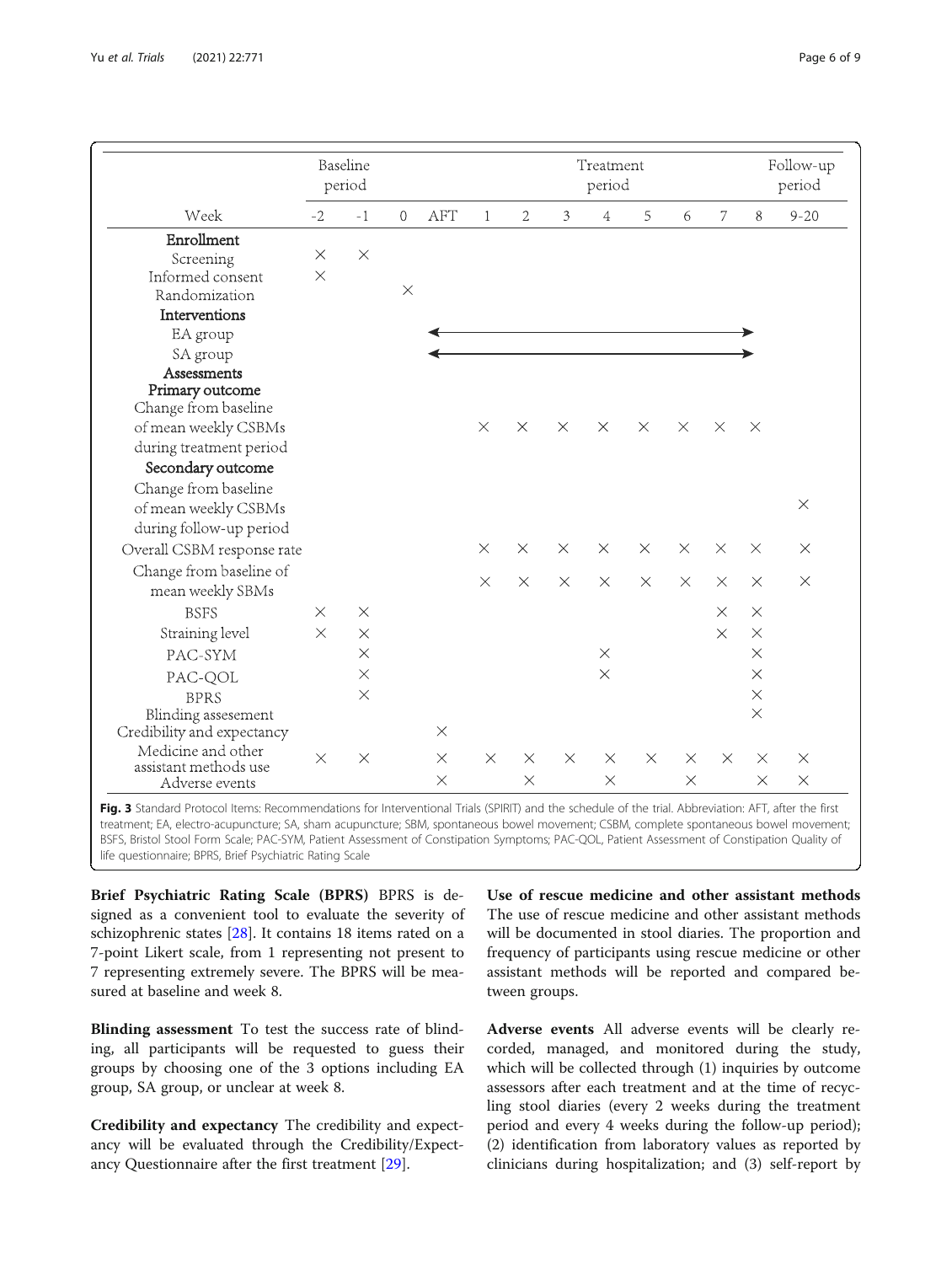| | Baseline period | | | | Treatment period | | | | | | | | Follow-up period |
|---|---|---|---|---|---|---|---|---|---|---|---|---|---|
| Week | -2 | -1 | 0 | AFT | 1 | 2 | 3 | 4 | 5 | 6 | 7 | 8 | 9-20 |
| **Enrollment** | | | | | | | | | | | | | |
| Screening | × | × | | | | | | | | | | | |
| Informed consent | × | | | | | | | | | | | | |
| Randomization | | | × | | | | | | | | | | |
| **Interventions** | | | | | | | | | | | | | |
| EA group | | | | ← | — | — | — | — | — | — | — | → | |
| SA group | | | | ← | — | — | — | — | — | — | — | → | |
| **Assessments** | | | | | | | | | | | | | |
| **Primary outcome** | | | | | | | | | | | | | |
| Change from baseline of mean weekly CSBMs during treatment period | | | | | × | × | × | × | × | × | × | × | |
| **Secondary outcome** | | | | | | | | | | | | | |
| Change from baseline of mean weekly CSBMs during follow-up period | | | | | | | | | | | | | × |
| Overall CSBM response rate | | | | | × | × | × | × | × | × | × | × | × |
| Change from baseline of mean weekly SBMs | | | | | × | × | × | × | × | × | × | × | × |
| BSFS | × | × | | | | | | | | | × | × | |
| Straining level | × | × | | | | | | | | | × | × | |
| PAC-SYM | | × | | | | | | × | | | | × | |
| PAC-QOL | | × | | | | | | × | | | | × | |
| BPRS | | × | | | | | | | | | | × | |
| Blinding assesement | | | | | | | | | | | | × | |
| Credibility and expectancy | | | | × | | | | | | | | | |
| Medicine and other assistant methods use | × | × | | × | × | × | × | × | × | × | × | × | × |
| Adverse events | | | | × | | × | | × | | × | | × | × |

**Fig. 3** Standard Protocol Items: Recommendations for Interventional Trials (SPIRIT) and the schedule of the trial. Abbreviation: AFT, after the first treatment; EA, electro-acupuncture; SA, sham acupuncture; SBM, spontaneous bowel movement; CSBM, complete spontaneous bowel movement; BSFS, Bristol Stool Form Scale; PAC-SYM, Patient Assessment of Constipation Symptoms; PAC-QOL, Patient Assessment of Constipation Quality of life questionnaire; BPRS, Brief Psychiatric Rating Scale

**Brief Psychiatric Rating Scale (BPRS)** BPRS is designed as a convenient tool to evaluate the severity of schizophrenic states [28]. It contains 18 items rated on a 7-point Likert scale, from 1 representing not present to 7 representing extremely severe. The BPRS will be measured at baseline and week 8.

**Blinding assessment** To test the success rate of blinding, all participants will be requested to guess their groups by choosing one of the 3 options including EA group, SA group, or unclear at week 8.

**Credibility and expectancy** The credibility and expectancy will be evaluated through the Credibility/Expectancy Questionnaire after the first treatment [29].

**Use of rescue medicine and other assistant methods** The use of rescue medicine and other assistant methods will be documented in stool diaries. The proportion and frequency of participants using rescue medicine or other assistant methods will be reported and compared between groups.

**Adverse events** All adverse events will be clearly recorded, managed, and monitored during the study, which will be collected through (1) inquiries by outcome assessors after each treatment and at the time of recycling stool diaries (every 2 weeks during the treatment period and every 4 weeks during the follow-up period); (2) identification from laboratory values as reported by clinicians during hospitalization; and (3) self-report by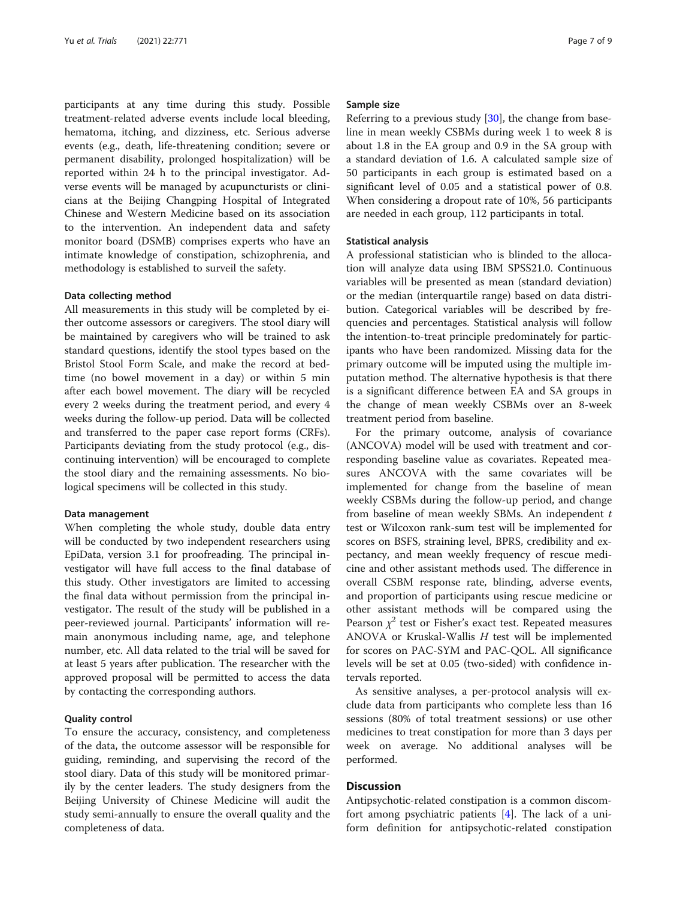participants at any time during this study. Possible treatment-related adverse events include local bleeding, hematoma, itching, and dizziness, etc. Serious adverse events (e.g., death, life-threatening condition; severe or permanent disability, prolonged hospitalization) will be reported within 24 h to the principal investigator. Adverse events will be managed by acupuncturists or clinicians at the Beijing Changping Hospital of Integrated Chinese and Western Medicine based on its association to the intervention. An independent data and safety monitor board (DSMB) comprises experts who have an intimate knowledge of constipation, schizophrenia, and methodology is established to surveil the safety.

### Data collecting method

All measurements in this study will be completed by either outcome assessors or caregivers. The stool diary will be maintained by caregivers who will be trained to ask standard questions, identify the stool types based on the Bristol Stool Form Scale, and make the record at bedtime (no bowel movement in a day) or within 5 min after each bowel movement. The diary will be recycled every 2 weeks during the treatment period, and every 4 weeks during the follow-up period. Data will be collected and transferred to the paper case report forms (CRFs). Participants deviating from the study protocol (e.g., discontinuing intervention) will be encouraged to complete the stool diary and the remaining assessments. No biological specimens will be collected in this study.

### Data management

When completing the whole study, double data entry will be conducted by two independent researchers using EpiData, version 3.1 for proofreading. The principal investigator will have full access to the final database of this study. Other investigators are limited to accessing the final data without permission from the principal investigator. The result of the study will be published in a peer-reviewed journal. Participants' information will remain anonymous including name, age, and telephone number, etc. All data related to the trial will be saved for at least 5 years after publication. The researcher with the approved proposal will be permitted to access the data by contacting the corresponding authors.

### Quality control

To ensure the accuracy, consistency, and completeness of the data, the outcome assessor will be responsible for guiding, reminding, and supervising the record of the stool diary. Data of this study will be monitored primarily by the center leaders. The study designers from the Beijing University of Chinese Medicine will audit the study semi-annually to ensure the overall quality and the completeness of data.

### Sample size

Referring to a previous study [30], the change from baseline in mean weekly CSBMs during week 1 to week 8 is about 1.8 in the EA group and 0.9 in the SA group with a standard deviation of 1.6. A calculated sample size of 50 participants in each group is estimated based on a significant level of 0.05 and a statistical power of 0.8. When considering a dropout rate of 10%, 56 participants are needed in each group, 112 participants in total.

### Statistical analysis

A professional statistician who is blinded to the allocation will analyze data using IBM SPSS21.0. Continuous variables will be presented as mean (standard deviation) or the median (interquartile range) based on data distribution. Categorical variables will be described by frequencies and percentages. Statistical analysis will follow the intention-to-treat principle predominately for participants who have been randomized. Missing data for the primary outcome will be imputed using the multiple imputation method. The alternative hypothesis is that there is a significant difference between EA and SA groups in the change of mean weekly CSBMs over an 8-week treatment period from baseline.

For the primary outcome, analysis of covariance (ANCOVA) model will be used with treatment and corresponding baseline value as covariates. Repeated measures ANCOVA with the same covariates will be implemented for change from the baseline of mean weekly CSBMs during the follow-up period, and change from baseline of mean weekly SBMs. An independent $t$ test or Wilcoxon rank-sum test will be implemented for scores on BSFS, straining level, BPRS, credibility and expectancy, and mean weekly frequency of rescue medicine and other assistant methods used. The difference in overall CSBM response rate, blinding, adverse events, and proportion of participants using rescue medicine or other assistant methods will be compared using the Pearson $\chi^2$ test or Fisher's exact test. Repeated measures ANOVA or Kruskal-Wallis $H$ test will be implemented for scores on PAC-SYM and PAC-QOL. All significance levels will be set at 0.05 (two-sided) with confidence intervals reported.

As sensitive analyses, a per-protocol analysis will exclude data from participants who complete less than 16 sessions (80% of total treatment sessions) or use other medicines to treat constipation for more than 3 days per week on average. No additional analyses will be performed.

## Discussion

Antipsychotic-related constipation is a common discomfort among psychiatric patients [4]. The lack of a uniform definition for antipsychotic-related constipation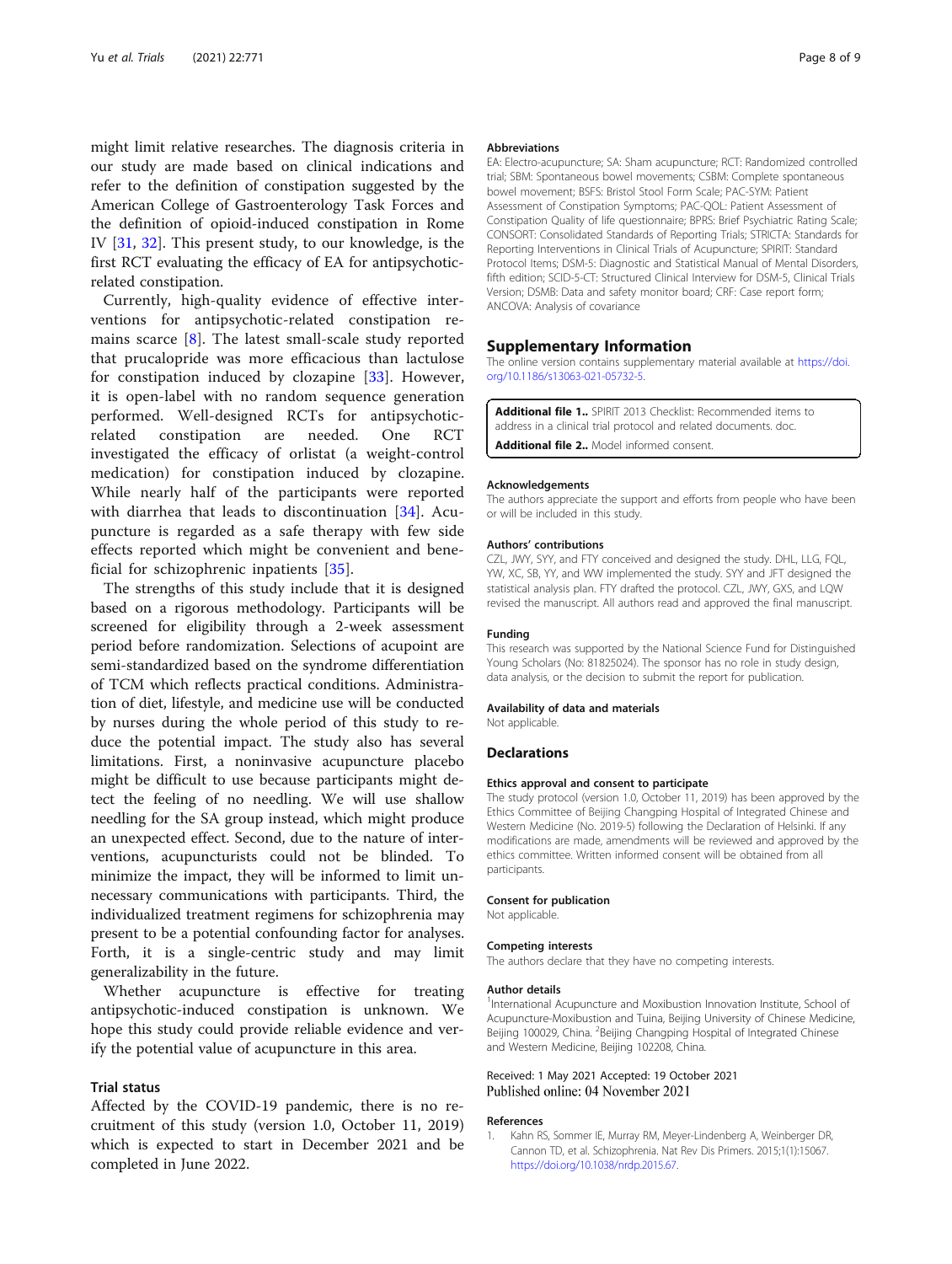might limit relative researches. The diagnosis criteria in our study are made based on clinical indications and refer to the definition of constipation suggested by the American College of Gastroenterology Task Forces and the definition of opioid-induced constipation in Rome IV [31, 32]. This present study, to our knowledge, is the first RCT evaluating the efficacy of EA for antipsychotic-related constipation.

Currently, high-quality evidence of effective interventions for antipsychotic-related constipation remains scarce [8]. The latest small-scale study reported that prucalopride was more efficacious than lactulose for constipation induced by clozapine [33]. However, it is open-label with no random sequence generation performed. Well-designed RCTs for antipsychotic-related constipation are needed. One RCT investigated the efficacy of orlistat (a weight-control medication) for constipation induced by clozapine. While nearly half of the participants were reported with diarrhea that leads to discontinuation [34]. Acupuncture is regarded as a safe therapy with few side effects reported which might be convenient and beneficial for schizophrenic inpatients [35].

The strengths of this study include that it is designed based on a rigorous methodology. Participants will be screened for eligibility through a 2-week assessment period before randomization. Selections of acupoint are semi-standardized based on the syndrome differentiation of TCM which reflects practical conditions. Administration of diet, lifestyle, and medicine use will be conducted by nurses during the whole period of this study to reduce the potential impact. The study also has several limitations. First, a noninvasive acupuncture placebo might be difficult to use because participants might detect the feeling of no needling. We will use shallow needling for the SA group instead, which might produce an unexpected effect. Second, due to the nature of interventions, acupuncturists could not be blinded. To minimize the impact, they will be informed to limit unnecessary communications with participants. Third, the individualized treatment regimens for schizophrenia may present to be a potential confounding factor for analyses. Forth, it is a single-centric study and may limit generalizability in the future.

Whether acupuncture is effective for treating antipsychotic-induced constipation is unknown. We hope this study could provide reliable evidence and verify the potential value of acupuncture in this area.

### Trial status

Affected by the COVID-19 pandemic, there is no recruitment of this study (version 1.0, October 11, 2019) which is expected to start in December 2021 and be completed in June 2022.

#### Abbreviations

EA: Electro-acupuncture; SA: Sham acupuncture; RCT: Randomized controlled trial; SBM: Spontaneous bowel movements; CSBM: Complete spontaneous bowel movement; BSFS: Bristol Stool Form Scale; PAC-SYM: Patient Assessment of Constipation Symptoms; PAC-QOL: Patient Assessment of Constipation Quality of life questionnaire; BPRS: Brief Psychiatric Rating Scale; CONSORT: Consolidated Standards of Reporting Trials; STRICTA: Standards for Reporting Interventions in Clinical Trials of Acupuncture; SPIRIT: Standard Protocol Items; DSM-5: Diagnostic and Statistical Manual of Mental Disorders, fifth edition; SCID-5-CT: Structured Clinical Interview for DSM-5, Clinical Trials Version; DSMB: Data and safety monitor board; CRF: Case report form; ANCOVA: Analysis of covariance

## Supplementary Information

The online version contains supplementary material available at https://doi.org/10.1186/s13063-021-05732-5.

**Additional file 1..** SPIRIT 2013 Checklist: Recommended items to address in a clinical trial protocol and related documents. doc.

**Additional file 2..** Model informed consent.

#### Acknowledgements

The authors appreciate the support and efforts from people who have been or will be included in this study.

#### Authors' contributions

CZL, JWY, SYY, and FTY conceived and designed the study. DHL, LLG, FQL, YW, XC, SB, YY, and WW implemented the study. SYY and JFT designed the statistical analysis plan. FTY drafted the protocol. CZL, JWY, GXS, and LQW revised the manuscript. All authors read and approved the final manuscript.

#### Funding

This research was supported by the National Science Fund for Distinguished Young Scholars (No: 81825024). The sponsor has no role in study design, data analysis, or the decision to submit the report for publication.

#### Availability of data and materials

Not applicable.

## Declarations

#### Ethics approval and consent to participate

The study protocol (version 1.0, October 11, 2019) has been approved by the Ethics Committee of Beijing Changping Hospital of Integrated Chinese and Western Medicine (No. 2019-5) following the Declaration of Helsinki. If any modifications are made, amendments will be reviewed and approved by the ethics committee. Written informed consent will be obtained from all participants.

#### Consent for publication

Not applicable.

#### Competing interests

The authors declare that they have no competing interests.

#### Author details

[1]International Acupuncture and Moxibustion Innovation Institute, School of Acupuncture-Moxibustion and Tuina, Beijing University of Chinese Medicine, Beijing 100029, China. [2]Beijing Changping Hospital of Integrated Chinese and Western Medicine, Beijing 102208, China.

Received: 1 May 2021 Accepted: 19 October 2021
Published online: 04 November 2021

#### References

1. Kahn RS, Sommer IE, Murray RM, Meyer-Lindenberg A, Weinberger DR, Cannon TD, et al. Schizophrenia. Nat Rev Dis Primers. 2015;1(1):15067. https://doi.org/10.1038/nrdp.2015.67.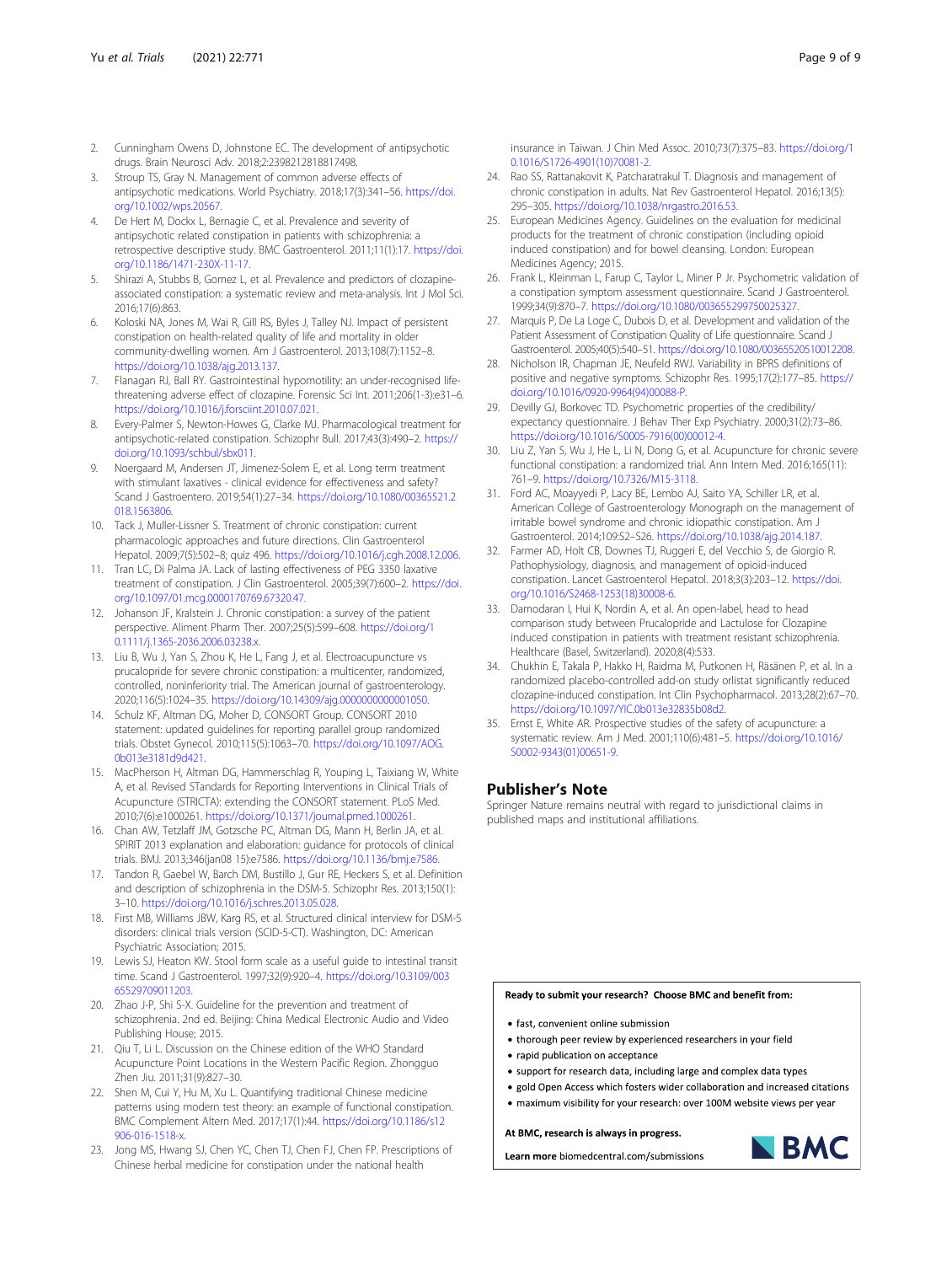2. Cunningham Owens D, Johnstone EC. The development of antipsychotic drugs. Brain Neurosci Adv. 2018;2:2398212818817498.
3. Stroup TS, Gray N. Management of common adverse effects of antipsychotic medications. World Psychiatry. 2018;17(3):341–56. https://doi.org/10.1002/wps.20567.
4. De Hert M, Dockx L, Bernagie C, et al. Prevalence and severity of antipsychotic related constipation in patients with schizophrenia: a retrospective descriptive study. BMC Gastroenterol. 2011;11(1):17. https://doi.org/10.1186/1471-230X-11-17.
5. Shirazi A, Stubbs B, Gomez L, et al. Prevalence and predictors of clozapine-associated constipation: a systematic review and meta-analysis. Int J Mol Sci. 2016;17(6):863.
6. Koloski NA, Jones M, Wai R, Gill RS, Byles J, Talley NJ. Impact of persistent constipation on health-related quality of life and mortality in older community-dwelling women. Am J Gastroenterol. 2013;108(7):1152–8. https://doi.org/10.1038/ajg.2013.137.
7. Flanagan RJ, Ball RY. Gastrointestinal hypomotility: an under-recognised life-threatening adverse effect of clozapine. Forensic Sci Int. 2011;206(1-3):e31–6. https://doi.org/10.1016/j.forsciint.2010.07.021.
8. Every-Palmer S, Newton-Howes G, Clarke MJ. Pharmacological treatment for antipsychotic-related constipation. Schizophr Bull. 2017;43(3):490–2. https://doi.org/10.1093/schbul/sbx011.
9. Noergaard M, Andersen JT, Jimenez-Solem E, et al. Long term treatment with stimulant laxatives - clinical evidence for effectiveness and safety? Scand J Gastroentero. 2019;54(1):27–34. https://doi.org/10.1080/00365521.2018.1563806.
10. Tack J, Muller-Lissner S. Treatment of chronic constipation: current pharmacologic approaches and future directions. Clin Gastroenterol Hepatol. 2009;7(5):502–8; quiz 496. https://doi.org/10.1016/j.cgh.2008.12.006.
11. Tran LC, Di Palma JA. Lack of lasting effectiveness of PEG 3350 laxative treatment of constipation. J Clin Gastroenterol. 2005;39(7):600–2. https://doi.org/10.1097/01.mcg.0000170769.67320.47.
12. Johanson JF, Kralstein J. Chronic constipation: a survey of the patient perspective. Aliment Pharm Ther. 2007;25(5):599–608. https://doi.org/10.1111/j.1365-2036.2006.03238.x.
13. Liu B, Wu J, Yan S, Zhou K, He L, Fang J, et al. Electroacupuncture vs prucalopride for severe chronic constipation: a multicenter, randomized, controlled, noninferiority trial. The American journal of gastroenterology. 2020;116(5):1024–35. https://doi.org/10.14309/ajg.0000000000001050.
14. Schulz KF, Altman DG, Moher D, CONSORT Group. CONSORT 2010 statement: updated guidelines for reporting parallel group randomized trials. Obstet Gynecol. 2010;115(5):1063–70. https://doi.org/10.1097/AOG.0b013e3181d9d421.
15. MacPherson H, Altman DG, Hammerschlag R, Youping L, Taixiang W, White A, et al. Revised STandards for Reporting Interventions in Clinical Trials of Acupuncture (STRICTA): extending the CONSORT statement. PLoS Med. 2010;7(6):e1000261. https://doi.org/10.1371/journal.pmed.1000261.
16. Chan AW, Tetzlaff JM, Gotzsche PC, Altman DG, Mann H, Berlin JA, et al. SPIRIT 2013 explanation and elaboration: guidance for protocols of clinical trials. BMJ. 2013;346(jan08 15):e7586. https://doi.org/10.1136/bmj.e7586.
17. Tandon R, Gaebel W, Barch DM, Bustillo J, Gur RE, Heckers S, et al. Definition and description of schizophrenia in the DSM-5. Schizophr Res. 2013;150(1):3–10. https://doi.org/10.1016/j.schres.2013.05.028.
18. First MB, Williams JBW, Karg RS, et al. Structured clinical interview for DSM-5 disorders: clinical trials version (SCID-5-CT). Washington, DC: American Psychiatric Association; 2015.
19. Lewis SJ, Heaton KW. Stool form scale as a useful guide to intestinal transit time. Scand J Gastroenterol. 1997;32(9):920–4. https://doi.org/10.3109/00365529709011203.
20. Zhao J-P, Shi S-X. Guideline for the prevention and treatment of schizophrenia. 2nd ed. Beijing: China Medical Electronic Audio and Video Publishing House; 2015.
21. Qiu T, Li L. Discussion on the Chinese edition of the WHO Standard Acupuncture Point Locations in the Western Pacific Region. Zhongguo Zhen Jiu. 2011;31(9):827–30.
22. Shen M, Cui Y, Hu M, Xu L. Quantifying traditional Chinese medicine patterns using modern test theory: an example of functional constipation. BMC Complement Altern Med. 2017;17(1):44. https://doi.org/10.1186/s12906-016-1518-x.
23. Jong MS, Hwang SJ, Chen YC, Chen TJ, Chen FJ, Chen FP. Prescriptions of Chinese herbal medicine for constipation under the national health insurance in Taiwan. J Chin Med Assoc. 2010;73(7):375–83. https://doi.org/10.1016/S1726-4901(10)70081-2.
24. Rao SS, Rattanakovit K, Patcharatrakul T. Diagnosis and management of chronic constipation in adults. Nat Rev Gastroenterol Hepatol. 2016;13(5):295–305. https://doi.org/10.1038/nrgastro.2016.53.
25. European Medicines Agency. Guidelines on the evaluation for medicinal products for the treatment of chronic constipation (including opioid induced constipation) and for bowel cleansing. London: European Medicines Agency; 2015.
26. Frank L, Kleinman L, Farup C, Taylor L, Miner P Jr. Psychometric validation of a constipation symptom assessment questionnaire. Scand J Gastroenterol. 1999;34(9):870–7. https://doi.org/10.1080/003655299750025327.
27. Marquis P, De La Loge C, Dubois D, et al. Development and validation of the Patient Assessment of Constipation Quality of Life questionnaire. Scand J Gastroenterol. 2005;40(5):540–51. https://doi.org/10.1080/00365520510012208.
28. Nicholson IR, Chapman JE, Neufeld RWJ. Variability in BPRS definitions of positive and negative symptoms. Schizophr Res. 1995;17(2):177–85. https://doi.org/10.1016/0920-9964(94)00088-P.
29. Devilly GJ, Borkovec TD. Psychometric properties of the credibility/expectancy questionnaire. J Behav Ther Exp Psychiatry. 2000;31(2):73–86. https://doi.org/10.1016/S0005-7916(00)00012-4.
30. Liu Z, Yan S, Wu J, He L, Li N, Dong G, et al. Acupuncture for chronic severe functional constipation: a randomized trial. Ann Intern Med. 2016;165(11):761–9. https://doi.org/10.7326/M15-3118.
31. Ford AC, Moayyedi P, Lacy BE, Lembo AJ, Saito YA, Schiller LR, et al. American College of Gastroenterology Monograph on the management of irritable bowel syndrome and chronic idiopathic constipation. Am J Gastroenterol. 2014;109:S2–S26. https://doi.org/10.1038/ajg.2014.187.
32. Farmer AD, Holt CB, Downes TJ, Ruggeri E, del Vecchio S, de Giorgio R. Pathophysiology, diagnosis, and management of opioid-induced constipation. Lancet Gastroenterol Hepatol. 2018;3(3):203–12. https://doi.org/10.1016/S2468-1253(18)30008-6.
33. Damodaran I, Hui K, Nordin A, et al. An open-label, head to head comparison study between Prucalopride and Lactulose for Clozapine induced constipation in patients with treatment resistant schizophrenia. Healthcare (Basel, Switzerland). 2020;8(4):533.
34. Chukhin E, Takala P, Hakko H, Raidma M, Putkonen H, Räsänen P, et al. In a randomized placebo-controlled add-on study orlistat significantly reduced clozapine-induced constipation. Int Clin Psychopharmacol. 2013;28(2):67–70. https://doi.org/10.1097/YIC.0b013e32835b08d2.
35. Ernst E, White AR. Prospective studies of the safety of acupuncture: a systematic review. Am J Med. 2001;110(6):481–5. https://doi.org/10.1016/S0002-9343(01)00651-9.

## Publisher's Note

Springer Nature remains neutral with regard to jurisdictional claims in published maps and institutional affiliations.

**Ready to submit your research? Choose BMC and benefit from:**

- fast, convenient online submission
- thorough peer review by experienced researchers in your field
- rapid publication on acceptance
- support for research data, including large and complex data types
- gold Open Access which fosters wider collaboration and increased citations
- maximum visibility for your research: over 100M website views per year

**At BMC, research is always in progress.**

**Learn more** biomedcentral.com/submissions